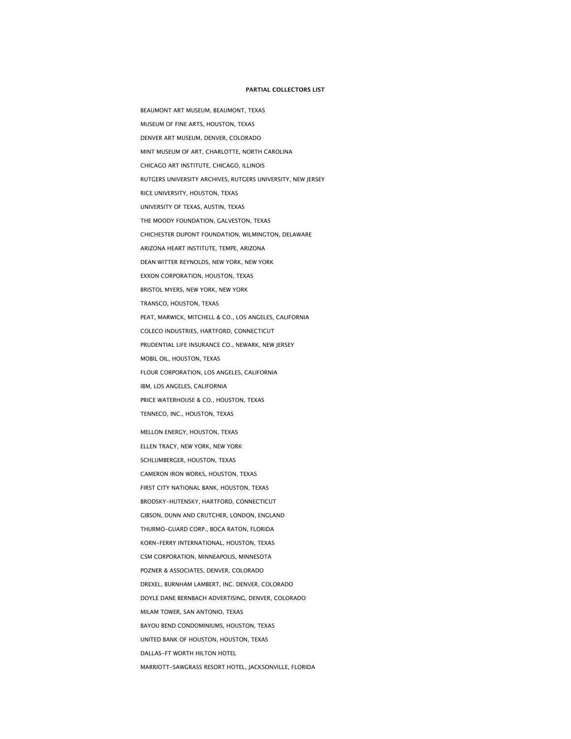**PARTIAL COLLECTORS LIST**

BEAUMONT ART MUSEUM, BEAUMONT, TEXAS

MUSEUM OF FINE ARTS, HOUSTON, TEXAS

DENVER ART MUSEUM, DENVER, COLORADO

MINT MUSEUM OF ART, CHARLOTTE, NORTH CAROLINA

CHICAGO ART INSTITUTE, CHICAGO, ILLINOIS

RUTGERS UNIVERSITY ARCHIVES, RUTGERS UNIVERSITY, NEW JERSEY

RICE UNIVERSITY, HOUSTON, TEXAS

UNIVERSITY OF TEXAS, AUSTIN, TEXAS

THE MOODY FOUNDATION, GALVESTON, TEXAS

CHICHESTER DUPONT FOUNDATION, WILMINGTON, DELAWARE

ARIZONA HEART INSTITUTE, TEMPE, ARIZONA

DEAN WITTER REYNOLDS, NEW YORK, NEW YORK

EXXON CORPORATION, HOUSTON, TEXAS

BRISTOL MYERS, NEW YORK, NEW YORK

TRANSCO, HOUSTON, TEXAS

PEAT, MARWICK, MITCHELL & CO., LOS ANGELES, CALIFORNIA

COLECO INDUSTRIES, HARTFORD, CONNECTICUT

PRUDENTIAL LIFE INSURANCE CO., NEWARK, NEW JERSEY

MOBIL OIL, HOUSTON, TEXAS

FLOUR CORPORATION, LOS ANGELES, CALIFORNIA

IBM, LOS ANGELES, CALIFORNIA

PRICE WATERHOUSE & CO., HOUSTON, TEXAS

TENNECO, INC., HOUSTON, TEXAS

MELLON ENERGY, HOUSTON, TEXAS

ELLEN TRACY, NEW YORK, NEW YORK

SCHLUMBERGER, HOUSTON, TEXAS

CAMERON IRON WORKS, HOUSTON, TEXAS

FIRST CITY NATIONAL BANK, HOUSTON, TEXAS

BRODSKY-HUTENSKY, HARTFORD, CONNECTICUT

GIBSON, DUNN AND CRUTCHER, LONDON, ENGLAND

THURMO-GUARD CORP., BOCA RATON, FLORIDA

KORN-FERRY INTERNATIONAL, HOUSTON, TEXAS

CSM CORPORATION, MINNEAPOLIS, MINNESOTA

POZNER & ASSOCIATES, DENVER, COLORADO

DREXEL, BURNHAM LAMBERT, INC. DENVER, COLORADO

DOYLE DANE BERNBACH ADVERTISING, DENVER, COLORADO

MILAM TOWER, SAN ANTONIO, TEXAS

BAYOU BEND CONDOMINIUMS, HOUSTON, TEXAS

UNITED BANK OF HOUSTON, HOUSTON, TEXAS

DALLAS-FT WORTH HILTON HOTEL

MARRIOTT-SAWGRASS RESORT HOTEL, JACKSONVILLE, FLORIDA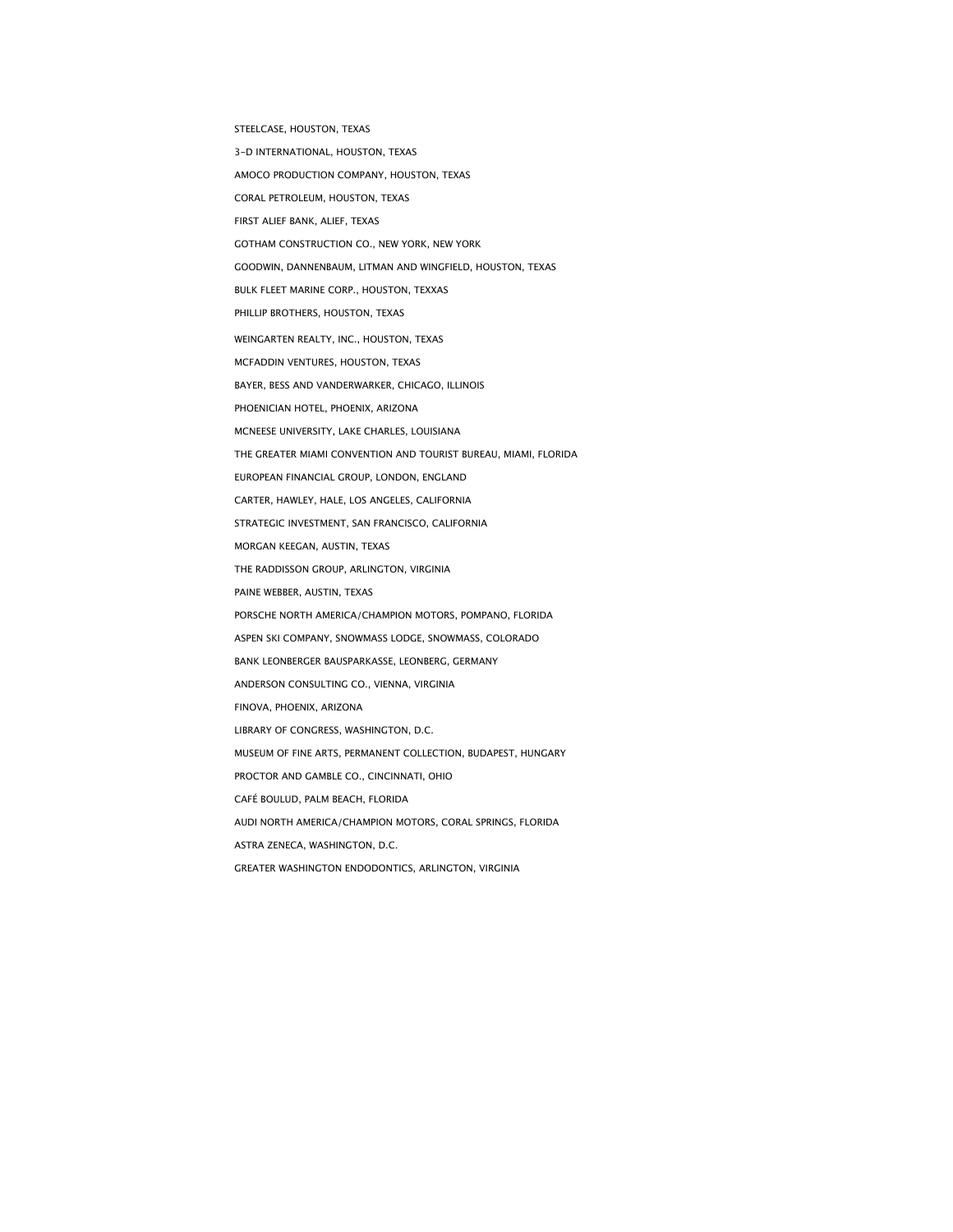STEELCASE, HOUSTON, TEXAS

3-D INTERNATIONAL, HOUSTON, TEXAS

AMOCO PRODUCTION COMPANY, HOUSTON, TEXAS

CORAL PETROLEUM, HOUSTON, TEXAS

FIRST ALIEF BANK, ALIEF, TEXAS

GOTHAM CONSTRUCTION CO., NEW YORK, NEW YORK

GOODWIN, DANNENBAUM, LITMAN AND WINGFIELD, HOUSTON, TEXAS

BULK FLEET MARINE CORP., HOUSTON, TEXXAS

PHILLIP BROTHERS, HOUSTON, TEXAS

WEINGARTEN REALTY, INC., HOUSTON, TEXAS

MCFADDIN VENTURES, HOUSTON, TEXAS

BAYER, BESS AND VANDERWARKER, CHICAGO, ILLINOIS

PHOENICIAN HOTEL, PHOENIX, ARIZONA

MCNEESE UNIVERSITY, LAKE CHARLES, LOUISIANA

THE GREATER MIAMI CONVENTION AND TOURIST BUREAU, MIAMI, FLORIDA

EUROPEAN FINANCIAL GROUP, LONDON, ENGLAND

CARTER, HAWLEY, HALE, LOS ANGELES, CALIFORNIA

STRATEGIC INVESTMENT, SAN FRANCISCO, CALIFORNIA

MORGAN KEEGAN, AUSTIN, TEXAS

THE RADDISSON GROUP, ARLINGTON, VIRGINIA

PAINE WEBBER, AUSTIN, TEXAS

PORSCHE NORTH AMERICA/CHAMPION MOTORS, POMPANO, FLORIDA

ASPEN SKI COMPANY, SNOWMASS LODGE, SNOWMASS, COLORADO

BANK LEONBERGER BAUSPARKASSE, LEONBERG, GERMANY

ANDERSON CONSULTING CO., VIENNA, VIRGINIA

FINOVA, PHOENIX, ARIZONA

LIBRARY OF CONGRESS, WASHINGTON, D.C.

MUSEUM OF FINE ARTS, PERMANENT COLLECTION, BUDAPEST, HUNGARY

PROCTOR AND GAMBLE CO., CINCINNATI, OHIO

CAFÉ BOULUD, PALM BEACH, FLORIDA

AUDI NORTH AMERICA/CHAMPION MOTORS, CORAL SPRINGS, FLORIDA

ASTRA ZENECA, WASHINGTON, D.C.

GREATER WASHINGTON ENDODONTICS, ARLINGTON, VIRGINIA